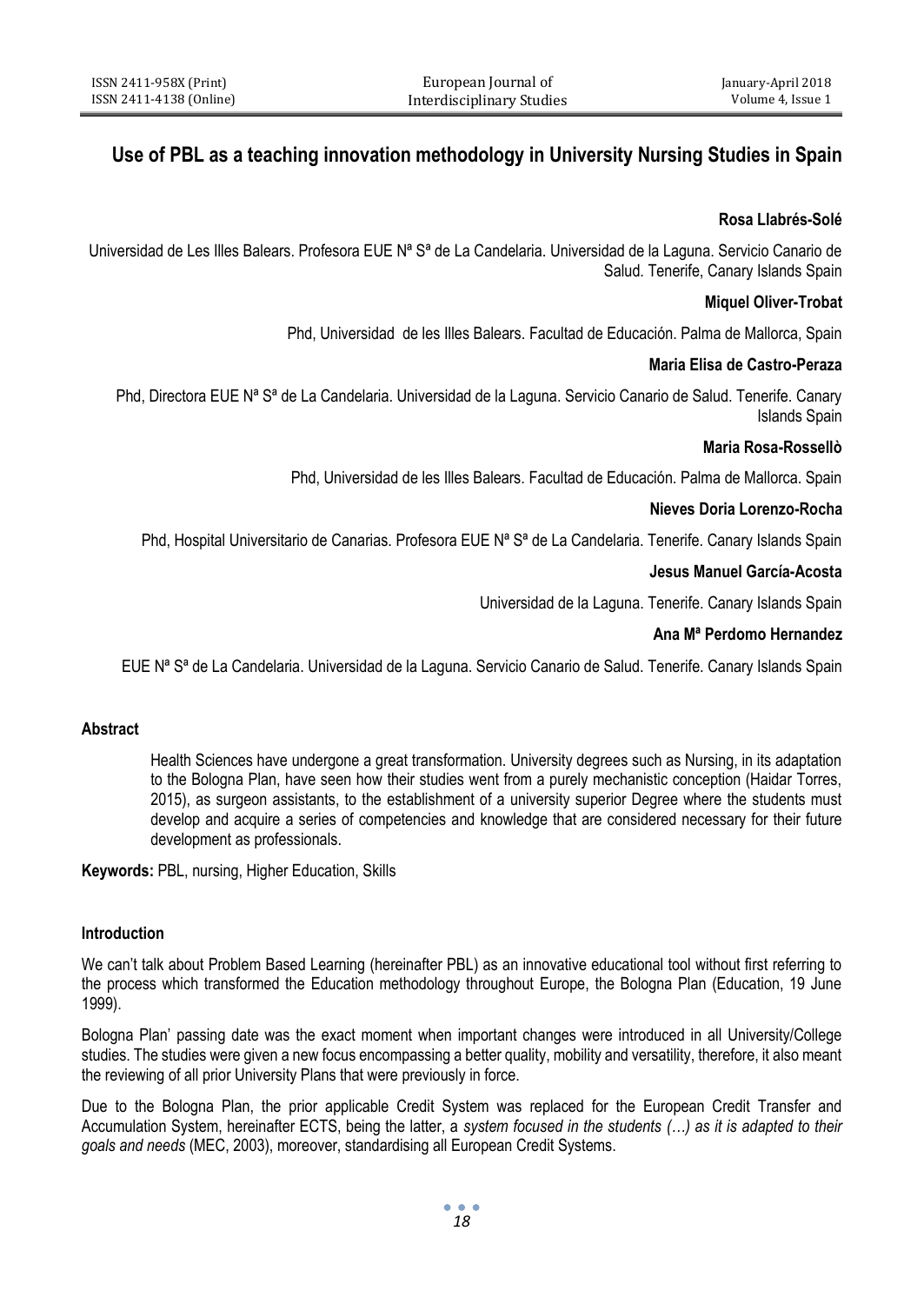# Use of PBL as a teaching innovation methodology in University Nursing Studies in Spain

**Rosa Llabrés-Solé**

Universidad de Les Illes Balears. Profesora EUE Nª Sª de La Candelaria. Universidad de la Laguna. Servicio Canario de Salud. Tenerife, Canary Islands Spain

**Miquel Oliver-Trobat**

Phd, Universidad de les Illes Balears. Facultad de Educación. Palma de Mallorca, Spain

**Maria Elisa de Castro-Peraza**

Phd, Directora EUE Nª Sª de La Candelaria. Universidad de la Laguna. Servicio Canario de Salud. Tenerife. Canary Islands Spain

**Maria Rosa-Rossellò**

Phd, Universidad de les Illes Balears. Facultad de Educación. Palma de Mallorca. Spain

**Nieves Doria Lorenzo-Rocha**

Phd, Hospital Universitario de Canarias. Profesora EUE Nª Sª de La Candelaria. Tenerife. Canary Islands Spain

**Jesus Manuel García-Acosta**

Universidad de la Laguna. Tenerife. Canary Islands Spain

**Ana Mª Perdomo Hernandez**

EUE Nª Sª de La Candelaria. Universidad de la Laguna. Servicio Canario de Salud. Tenerife. Canary Islands Spain

## Abstract

Health Sciences have undergone a great transformation. University degrees such as Nursing, in its adaptation to the Bologna Plan, have seen how their studies went from a purely mechanistic conception (Haidar Torres, 2015), as surgeon assistants, to the establishment of a university superior Degree where the students must develop and acquire a series of competencies and knowledge that are considered necessary for their future development as professionals.

**Keywords:** PBL, nursing, Higher Education, Skills

## Introduction

We can't talk about Problem Based Learning (hereinafter PBL) as an innovative educational tool without first referring to the process which transformed the Education methodology throughout Europe, the Bologna Plan (Education, 19 June 1999).

Bologna Plan' passing date was the exact moment when important changes were introduced in all University/College studies. The studies were given a new focus encompassing a better quality, mobility and versatility, therefore, it also meant the reviewing of all prior University Plans that were previously in force.

Due to the Bologna Plan, the prior applicable Credit System was replaced for the European Credit Transfer and Accumulation System, hereinafter ECTS, being the latter, a *system focused in the students (…) as it is adapted to their goals and needs* (MEC, 2003), moreover, standardising all European Credit Systems.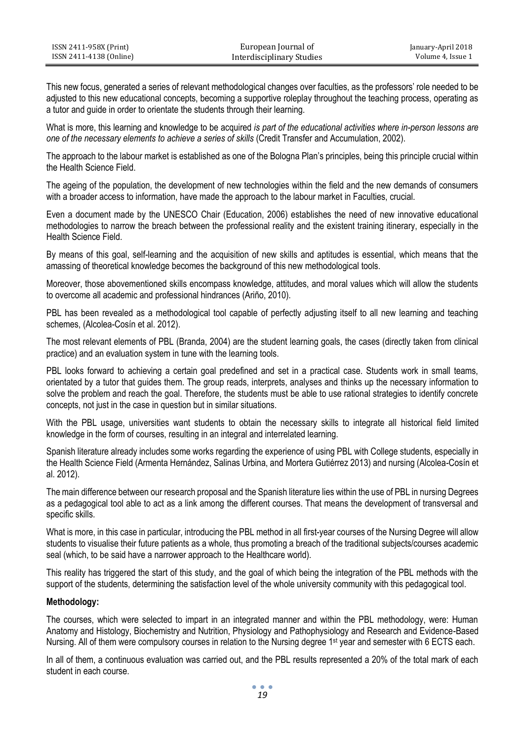This new focus, generated a series of relevant methodological changes over faculties, as the professors' role needed to be adjusted to this new educational concepts, becoming a supportive roleplay throughout the teaching process, operating as a tutor and guide in order to orientate the students through their learning.

What is more, this learning and knowledge to be acquired *is part of the educational activities where in-person lessons are one of the necessary elements to achieve a series of skills* (Credit Transfer and Accumulation, 2002).

The approach to the labour market is established as one of the Bologna Plan's principles, being this principle crucial within the Health Science Field.

The ageing of the population, the development of new technologies within the field and the new demands of consumers with a broader access to information, have made the approach to the labour market in Faculties, crucial.

Even a document made by the UNESCO Chair (Education, 2006) establishes the need of new innovative educational methodologies to narrow the breach between the professional reality and the existent training itinerary, especially in the Health Science Field.

By means of this goal, self-learning and the acquisition of new skills and aptitudes is essential, which means that the amassing of theoretical knowledge becomes the background of this new methodological tools.

Moreover, those abovementioned skills encompass knowledge, attitudes, and moral values which will allow the students to overcome all academic and professional hindrances (Ariño, 2010).

PBL has been revealed as a methodological tool capable of perfectly adjusting itself to all new learning and teaching schemes, (Alcolea-Cosín et al. 2012).

The most relevant elements of PBL (Branda, 2004) are the student learning goals, the cases (directly taken from clinical practice) and an evaluation system in tune with the learning tools.

PBL looks forward to achieving a certain goal predefined and set in a practical case. Students work in small teams, orientated by a tutor that guides them. The group reads, interprets, analyses and thinks up the necessary information to solve the problem and reach the goal. Therefore, the students must be able to use rational strategies to identify concrete concepts, not just in the case in question but in similar situations.

With the PBL usage, universities want students to obtain the necessary skills to integrate all historical field limited knowledge in the form of courses, resulting in an integral and interrelated learning.

Spanish literature already includes some works regarding the experience of using PBL with College students, especially in the Health Science Field (Armenta Hernández, Salinas Urbina, and Mortera Gutiérrez 2013) and nursing (Alcolea-Cosín et al. 2012).

The main difference between our research proposal and the Spanish literature lies within the use of PBL in nursing Degrees as a pedagogical tool able to act as a link among the different courses. That means the development of transversal and specific skills.

What is more, in this case in particular, introducing the PBL method in all first-year courses of the Nursing Degree will allow students to visualise their future patients as a whole, thus promoting a breach of the traditional subjects/courses academic seal (which, to be said have a narrower approach to the Healthcare world).

This reality has triggered the start of this study, and the goal of which being the integration of the PBL methods with the support of the students, determining the satisfaction level of the whole university community with this pedagogical tool.

**Methodology:**

The courses, which were selected to impart in an integrated manner and within the PBL methodology, were: Human Anatomy and Histology, Biochemistry and Nutrition, Physiology and Pathophysiology and Research and Evidence-Based Nursing. All of them were compulsory courses in relation to the Nursing degree 1st year and semester with 6 ECTS each.

In all of them, a continuous evaluation was carried out, and the PBL results represented a 20% of the total mark of each student in each course.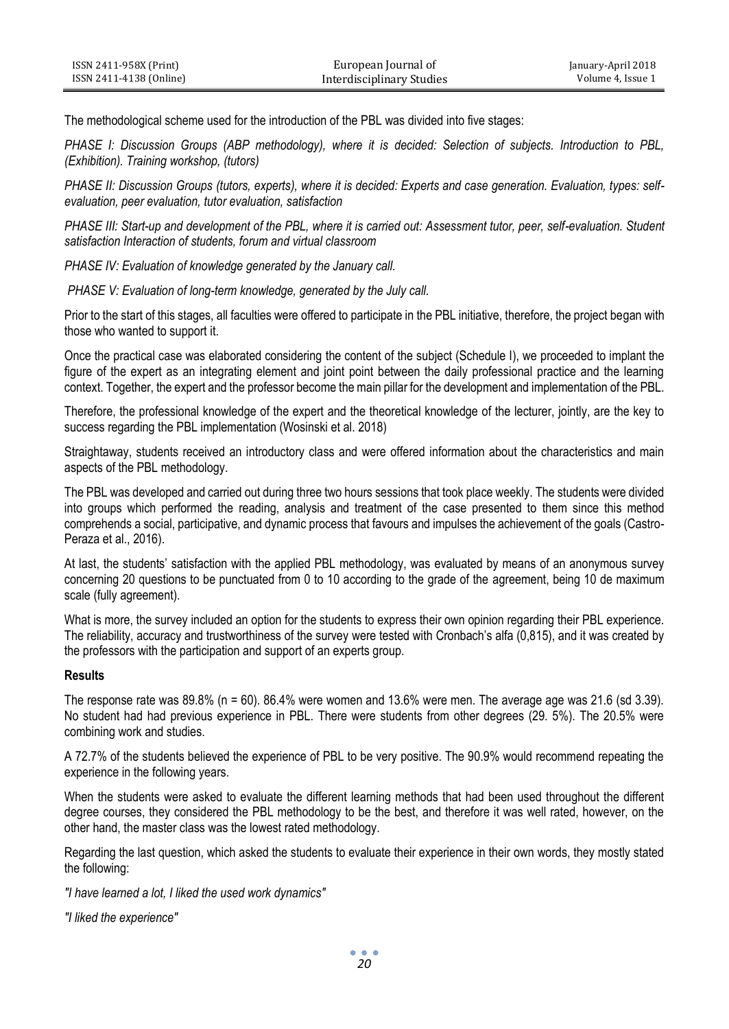The methodological scheme used for the introduction of the PBL was divided into five stages:

*PHASE I: Discussion Groups (ABP methodology), where it is decided: Selection of subjects. Introduction to PBL, (Exhibition). Training workshop, (tutors)*

*PHASE II: Discussion Groups (tutors, experts), where it is decided: Experts and case generation. Evaluation, types: self-evaluation, peer evaluation, tutor evaluation, satisfaction*

*PHASE III: Start-up and development of the PBL, where it is carried out: Assessment tutor, peer, self-evaluation. Student satisfaction Interaction of students, forum and virtual classroom*

*PHASE IV: Evaluation of knowledge generated by the January call.*

*PHASE V: Evaluation of long-term knowledge, generated by the July call.*

Prior to the start of this stages, all faculties were offered to participate in the PBL initiative, therefore, the project began with those who wanted to support it.

Once the practical case was elaborated considering the content of the subject (Schedule I), we proceeded to implant the figure of the expert as an integrating element and joint point between the daily professional practice and the learning context. Together, the expert and the professor become the main pillar for the development and implementation of the PBL.

Therefore, the professional knowledge of the expert and the theoretical knowledge of the lecturer, jointly, are the key to success regarding the PBL implementation (Wosinski et al. 2018)

Straightaway, students received an introductory class and were offered information about the characteristics and main aspects of the PBL methodology.

The PBL was developed and carried out during three two hours sessions that took place weekly. The students were divided into groups which performed the reading, analysis and treatment of the case presented to them since this method comprehends a social, participative, and dynamic process that favours and impulses the achievement of the goals (Castro-Peraza et al., 2016).

At last, the students' satisfaction with the applied PBL methodology, was evaluated by means of an anonymous survey concerning 20 questions to be punctuated from 0 to 10 according to the grade of the agreement, being 10 de maximum scale (fully agreement).

What is more, the survey included an option for the students to express their own opinion regarding their PBL experience. The reliability, accuracy and trustworthiness of the survey were tested with Cronbach's alfa (0,815), and it was created by the professors with the participation and support of an experts group.

**Results**

The response rate was 89.8% (n = 60). 86.4% were women and 13.6% were men. The average age was 21.6 (sd 3.39). No student had had previous experience in PBL. There were students from other degrees (29. 5%). The 20.5% were combining work and studies.

A 72.7% of the students believed the experience of PBL to be very positive. The 90.9% would recommend repeating the experience in the following years.

When the students were asked to evaluate the different learning methods that had been used throughout the different degree courses, they considered the PBL methodology to be the best, and therefore it was well rated, however, on the other hand, the master class was the lowest rated methodology.

Regarding the last question, which asked the students to evaluate their experience in their own words, they mostly stated the following:

*"I have learned a lot, I liked the used work dynamics"*

*"I liked the experience"*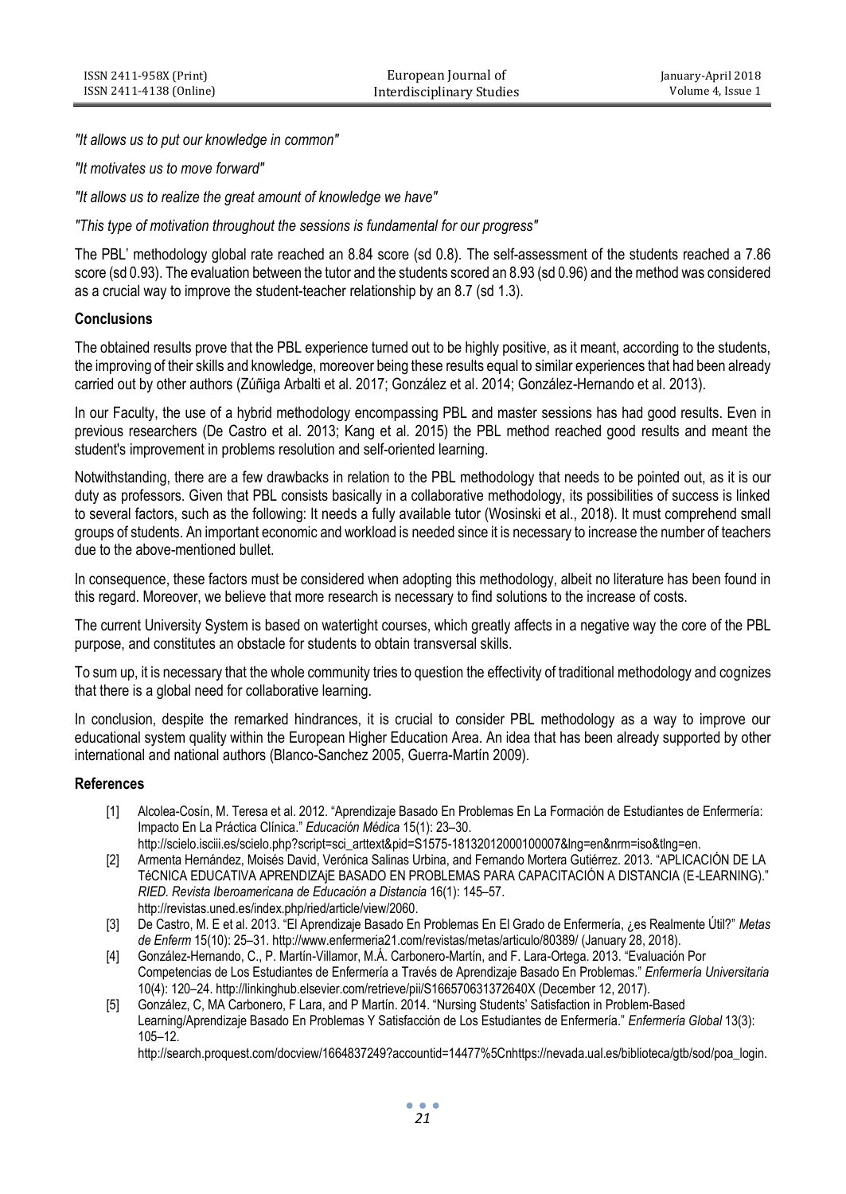*"It allows us to put our knowledge in common"*

*"It motivates us to move forward"*

*"It allows us to realize the great amount of knowledge we have"*

*"This type of motivation throughout the sessions is fundamental for our progress"*

The PBL' methodology global rate reached an 8.84 score (sd 0.8). The self-assessment of the students reached a 7.86 score (sd 0.93). The evaluation between the tutor and the students scored an 8.93 (sd 0.96) and the method was considered as a crucial way to improve the student-teacher relationship by an 8.7 (sd 1.3).

## Conclusions

The obtained results prove that the PBL experience turned out to be highly positive, as it meant, according to the students, the improving of their skills and knowledge, moreover being these results equal to similar experiences that had been already carried out by other authors (Zúñiga Arbalti et al. 2017; González et al. 2014; González-Hernando et al. 2013).

In our Faculty, the use of a hybrid methodology encompassing PBL and master sessions has had good results. Even in previous researchers (De Castro et al. 2013; Kang et al. 2015) the PBL method reached good results and meant the student's improvement in problems resolution and self-oriented learning.

Notwithstanding, there are a few drawbacks in relation to the PBL methodology that needs to be pointed out, as it is our duty as professors. Given that PBL consists basically in a collaborative methodology, its possibilities of success is linked to several factors, such as the following: It needs a fully available tutor (Wosinski et al., 2018). It must comprehend small groups of students. An important economic and workload is needed since it is necessary to increase the number of teachers due to the above-mentioned bullet.

In consequence, these factors must be considered when adopting this methodology, albeit no literature has been found in this regard. Moreover, we believe that more research is necessary to find solutions to the increase of costs.

The current University System is based on watertight courses, which greatly affects in a negative way the core of the PBL purpose, and constitutes an obstacle for students to obtain transversal skills.

To sum up, it is necessary that the whole community tries to question the effectivity of traditional methodology and cognizes that there is a global need for collaborative learning.

In conclusion, despite the remarked hindrances, it is crucial to consider PBL methodology as a way to improve our educational system quality within the European Higher Education Area. An idea that has been already supported by other international and national authors (Blanco-Sanchez 2005, Guerra-Martín 2009).

## References

[1] Alcolea-Cosín, M. Teresa et al. 2012. "Aprendizaje Basado En Problemas En La Formación de Estudiantes de Enfermería: Impacto En La Práctica Clínica." *Educación Médica* 15(1): 23–30. http://scielo.isciii.es/scielo.php?script=sci_arttext&pid=S1575-18132012000100007&lng=en&nrm=iso&tlng=en.

[2] Armenta Hernández, Moisés David, Verónica Salinas Urbina, and Fernando Mortera Gutiérrez. 2013. "APLICACIÓN DE LA TéCNICA EDUCATIVA APRENDIZAjE BASADO EN PROBLEMAS PARA CAPACITACIÓN A DISTANCIA (E-LEARNING)." *RIED. Revista Iberoamericana de Educación a Distancia* 16(1): 145–57. http://revistas.uned.es/index.php/ried/article/view/2060.

[3] De Castro, M. E et al. 2013. "El Aprendizaje Basado En Problemas En El Grado de Enfermería, ¿es Realmente Útil?" *Metas de Enferm* 15(10): 25–31. http://www.enfermeria21.com/revistas/metas/articulo/80389/ (January 28, 2018).

[4] González-Hernando, C., P. Martín-Villamor, M.Á. Carbonero-Martín, and F. Lara-Ortega. 2013. "Evaluación Por Competencias de Los Estudiantes de Enfermería a Través de Aprendizaje Basado En Problemas." *Enfermería Universitaria* 10(4): 120–24. http://linkinghub.elsevier.com/retrieve/pii/S166570631372640X (December 12, 2017).

[5] González, C, MA Carbonero, F Lara, and P Martín. 2014. "Nursing Students' Satisfaction in Problem-Based Learning/Aprendizaje Basado En Problemas Y Satisfacción de Los Estudiantes de Enfermería." *Enfermería Global* 13(3): 105–12. http://search.proquest.com/docview/1664837249?accountid=14477%5Cnhttps://nevada.ual.es/biblioteca/gtb/sod/poa_login.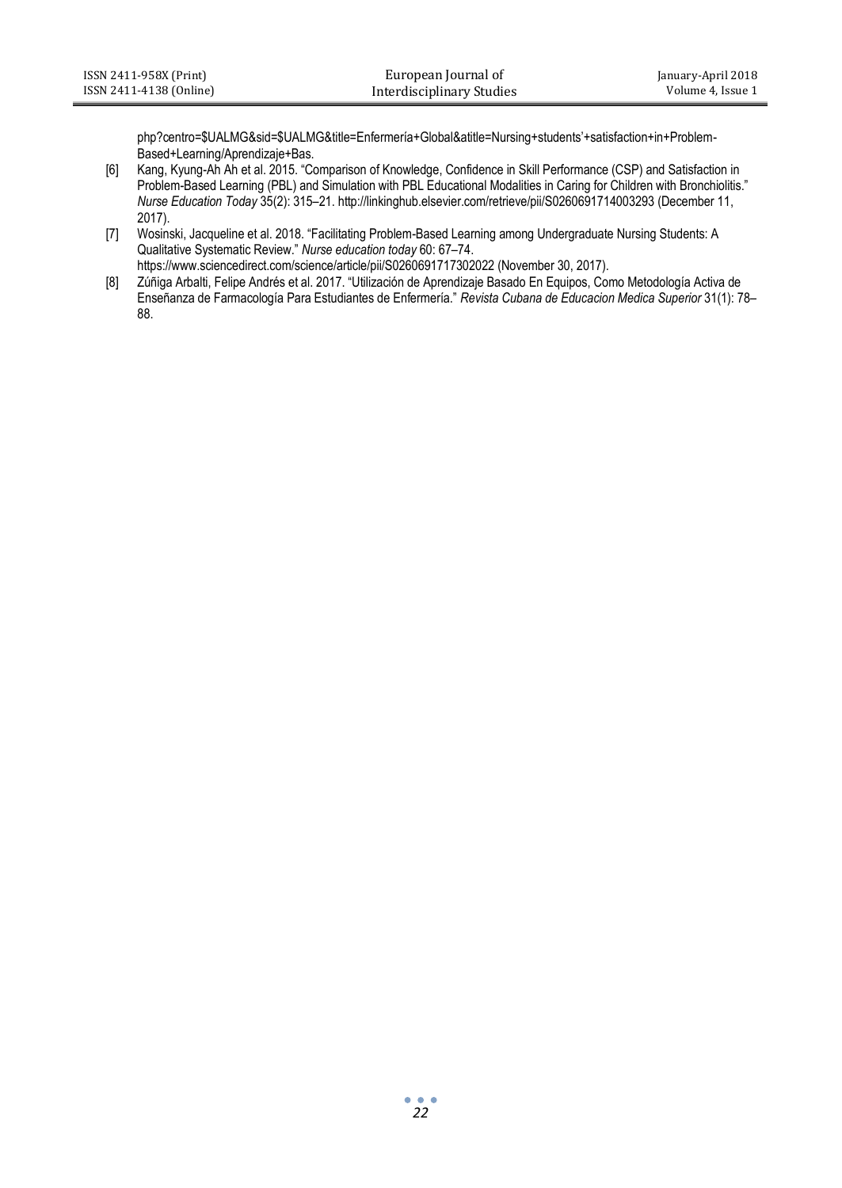php?centro=$UALMG&sid=$UALMG&title=Enfermería+Global&atitle=Nursing+students'+satisfaction+in+Problem-Based+Learning/Aprendizaje+Bas.

[6] Kang, Kyung-Ah Ah et al. 2015. "Comparison of Knowledge, Confidence in Skill Performance (CSP) and Satisfaction in Problem-Based Learning (PBL) and Simulation with PBL Educational Modalities in Caring for Children with Bronchiolitis." *Nurse Education Today* 35(2): 315–21. http://linkinghub.elsevier.com/retrieve/pii/S0260691714003293 (December 11, 2017).

[7] Wosinski, Jacqueline et al. 2018. "Facilitating Problem-Based Learning among Undergraduate Nursing Students: A Qualitative Systematic Review." *Nurse education today* 60: 67–74. https://www.sciencedirect.com/science/article/pii/S0260691717302022 (November 30, 2017).

[8] Zúñiga Arbalti, Felipe Andrés et al. 2017. "Utilización de Aprendizaje Basado En Equipos, Como Metodología Activa de Enseñanza de Farmacología Para Estudiantes de Enfermería." *Revista Cubana de Educacion Medica Superior* 31(1): 78–88.